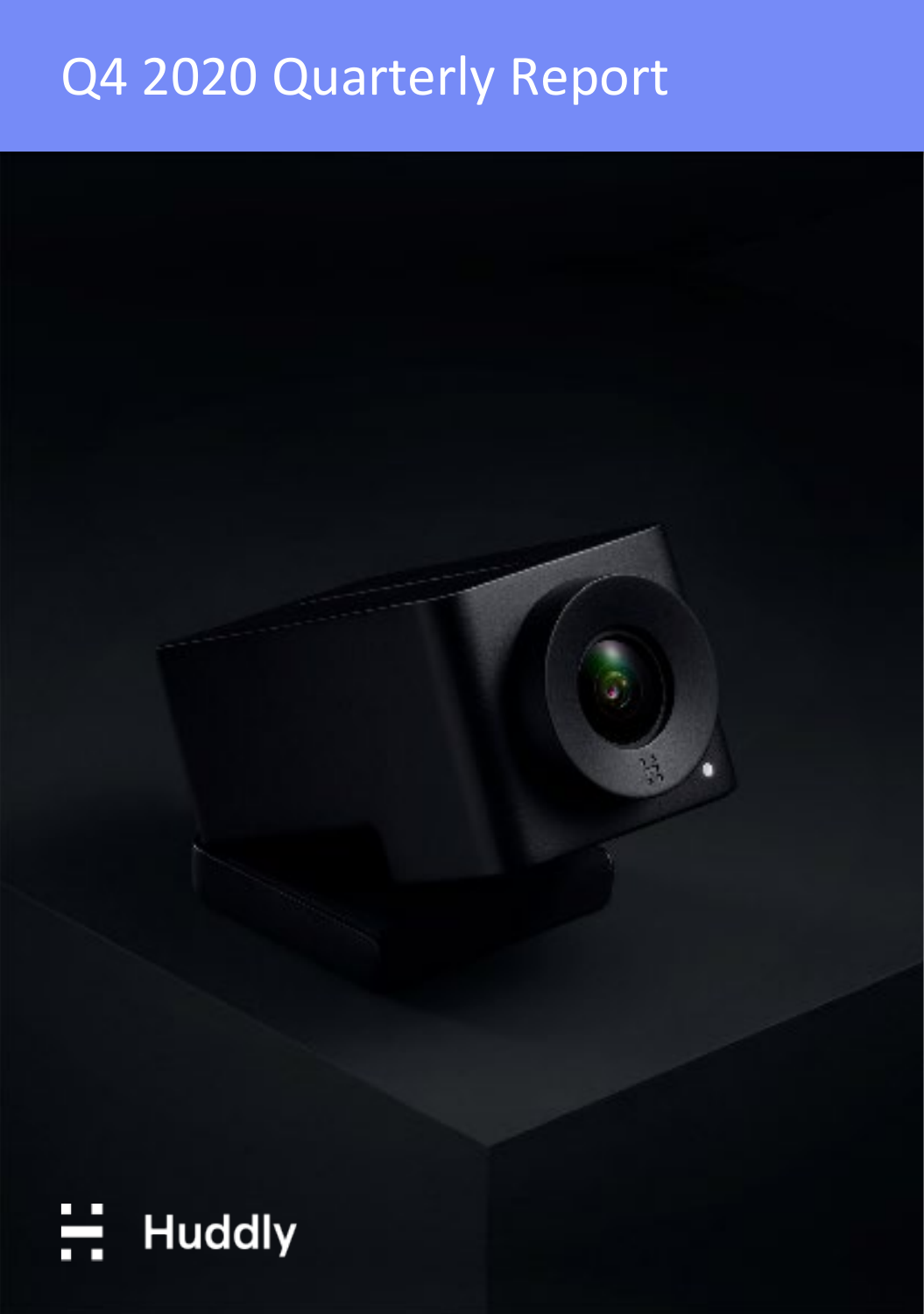# Q4 2020 Quarterly Report

Huddly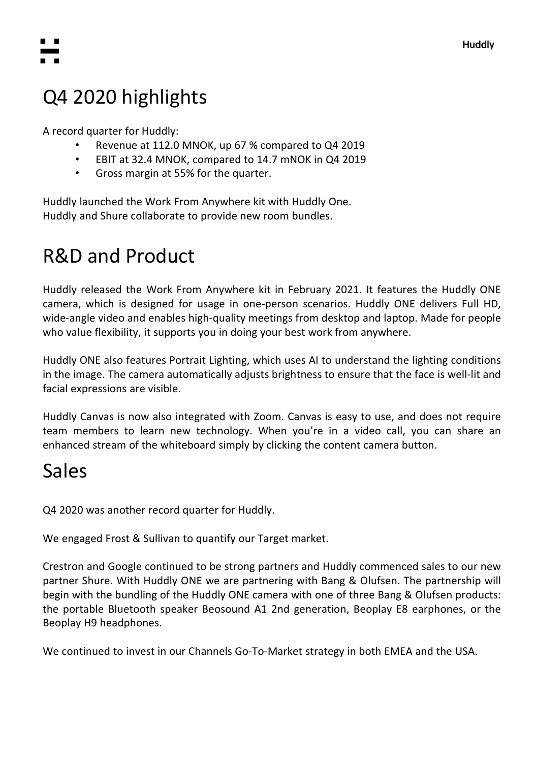# Q4 2020 highlights

A record quarter for Huddly:

- Revenue at 112.0 MNOK, up 67 % compared to Q4 2019
- EBIT at 32.4 MNOK, compared to 14.7 mNOK in Q4 2019
- Gross margin at 55% for the quarter.

Huddly launched the Work From Anywhere kit with Huddly One.
Huddly and Shure collaborate to provide new room bundles.

# R&D and Product

Huddly released the Work From Anywhere kit in February 2021. It features the Huddly ONE camera, which is designed for usage in one-person scenarios. Huddly ONE delivers Full HD, wide-angle video and enables high-quality meetings from desktop and laptop. Made for people who value flexibility, it supports you in doing your best work from anywhere.

Huddly ONE also features Portrait Lighting, which uses AI to understand the lighting conditions in the image. The camera automatically adjusts brightness to ensure that the face is well-lit and facial expressions are visible.

Huddly Canvas is now also integrated with Zoom. Canvas is easy to use, and does not require team members to learn new technology. When you're in a video call, you can share an enhanced stream of the whiteboard simply by clicking the content camera button.

# Sales

Q4 2020 was another record quarter for Huddly.

We engaged Frost & Sullivan to quantify our Target market.

Crestron and Google continued to be strong partners and Huddly commenced sales to our new partner Shure. With Huddly ONE we are partnering with Bang & Olufsen. The partnership will begin with the bundling of the Huddly ONE camera with one of three Bang & Olufsen products: the portable Bluetooth speaker Beosound A1 2nd generation, Beoplay E8 earphones, or the Beoplay H9 headphones.

We continued to invest in our Channels Go-To-Market strategy in both EMEA and the USA.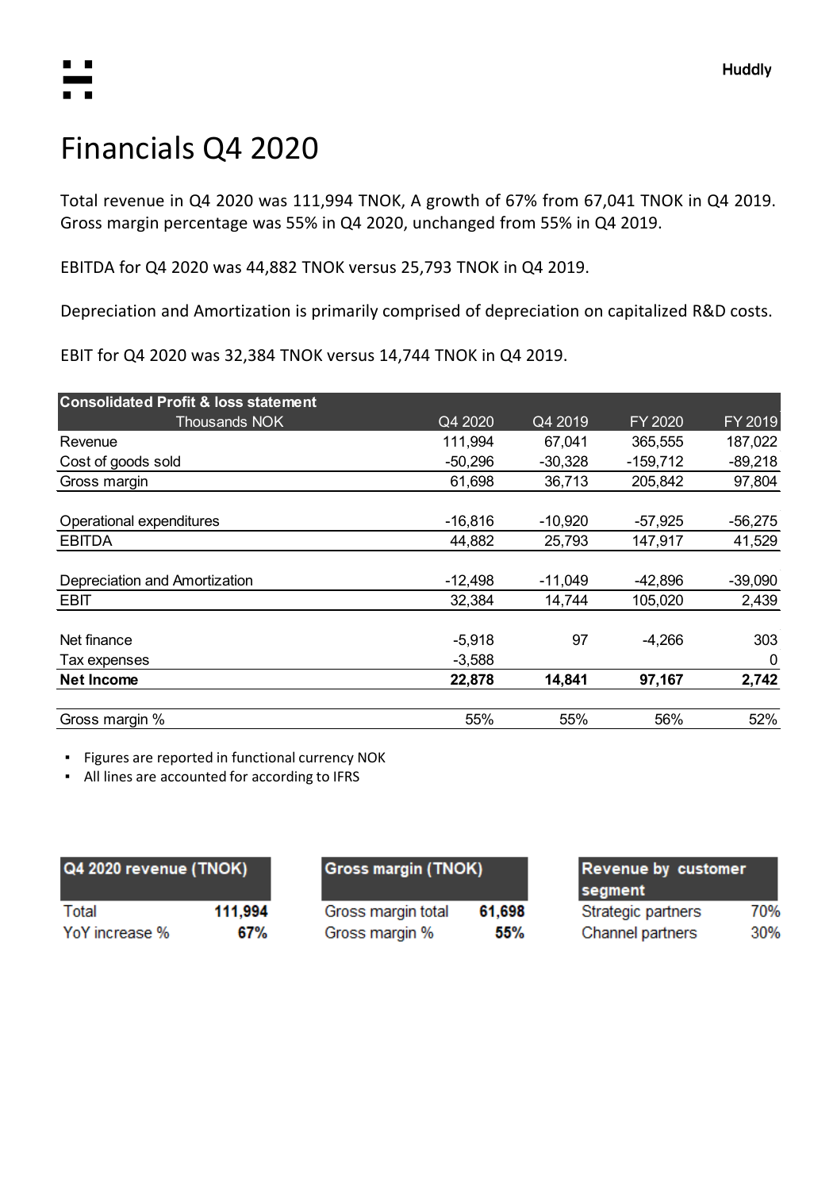# Financials Q4 2020

Total revenue in Q4 2020 was 111,994 TNOK, A growth of 67% from 67,041 TNOK in Q4 2019. Gross margin percentage was 55% in Q4 2020, unchanged from 55% in Q4 2019.

EBITDA for Q4 2020 was 44,882 TNOK versus 25,793 TNOK in Q4 2019.

Depreciation and Amortization is primarily comprised of depreciation on capitalized R&D costs.

EBIT for Q4 2020 was 32,384 TNOK versus 14,744 TNOK in Q4 2019.

| Consolidated Profit & loss statement | | | | |
|---|---|---|---|---|
| Thousands NOK | Q4 2020 | Q4 2019 | FY 2020 | FY 2019 |
| Revenue | 111,994 | 67,041 | 365,555 | 187,022 |
| Cost of goods sold | -50,296 | -30,328 | -159,712 | -89,218 |
| Gross margin | 61,698 | 36,713 | 205,842 | 97,804 |
| Operational expenditures | -16,816 | -10,920 | -57,925 | -56,275 |
| EBITDA | 44,882 | 25,793 | 147,917 | 41,529 |
| Depreciation and Amortization | -12,498 | -11,049 | -42,896 | -39,090 |
| EBIT | 32,384 | 14,744 | 105,020 | 2,439 |
| Net finance | -5,918 | 97 | -4,266 | 303 |
| Tax expenses | -3,588 | | | 0 |
| **Net Income** | **22,878** | **14,841** | **97,167** | **2,742** |
| Gross margin % | 55% | 55% | 56% | 52% |

- Figures are reported in functional currency NOK
- All lines are accounted for according to IFRS

| Q4 2020 revenue (TNOK) | |
|---|---|
| Total | **111,994** |
| YoY increase % | **67%** |

| Gross margin (TNOK) | |
|---|---|
| Gross margin total | **61,698** |
| Gross margin % | **55%** |

| Revenue by customer segment | |
|---|---|
| Strategic partners | 70% |
| Channel partners | 30% |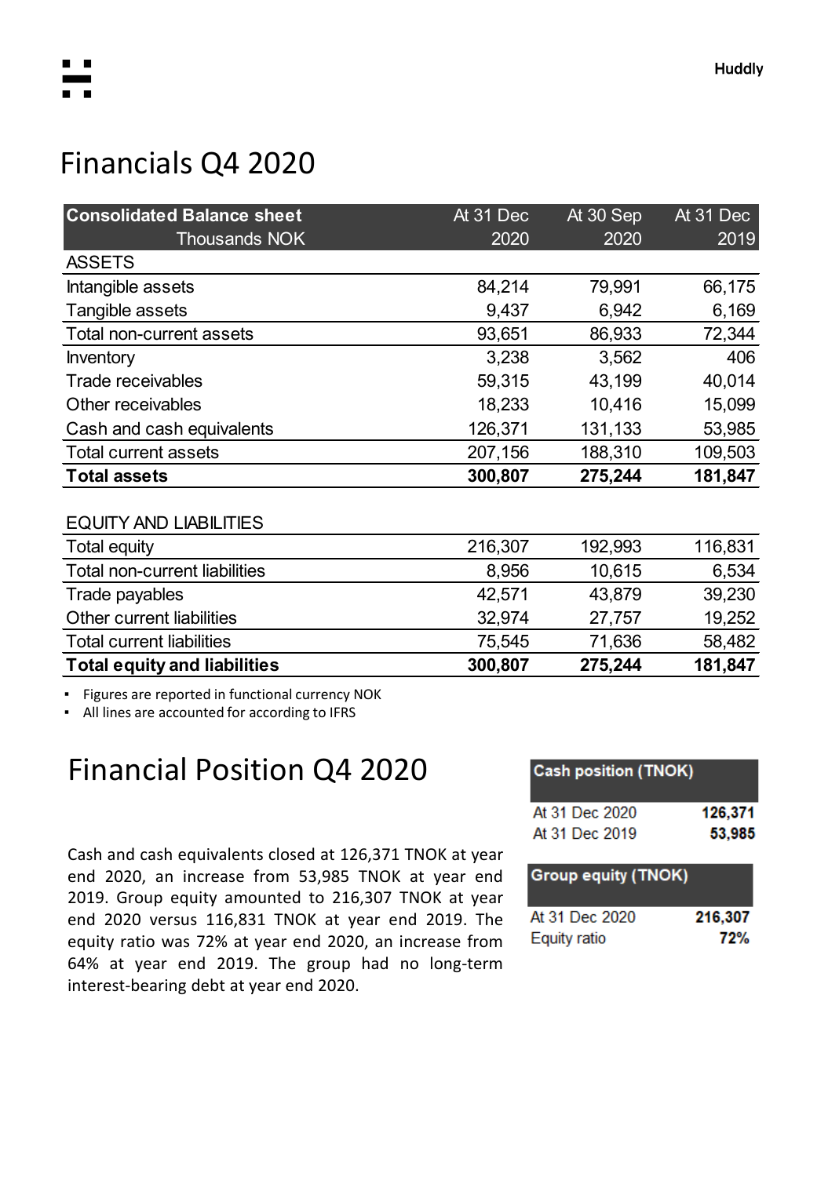# Financials Q4 2020

| Consolidated Balance sheet Thousands NOK | At 31 Dec 2020 | At 30 Sep 2020 | At 31 Dec 2019 |
|---|---|---|---|
| ASSETS | | | |
| Intangible assets | 84,214 | 79,991 | 66,175 |
| Tangible assets | 9,437 | 6,942 | 6,169 |
| Total non-current assets | 93,651 | 86,933 | 72,344 |
| Inventory | 3,238 | 3,562 | 406 |
| Trade receivables | 59,315 | 43,199 | 40,014 |
| Other receivables | 18,233 | 10,416 | 15,099 |
| Cash and cash equivalents | 126,371 | 131,133 | 53,985 |
| Total current assets | 207,156 | 188,310 | 109,503 |
| **Total assets** | **300,807** | **275,244** | **181,847** |
| | | | |
| EQUITY AND LIABILITIES | | | |
| Total equity | 216,307 | 192,993 | 116,831 |
| Total non-current liabilities | 8,956 | 10,615 | 6,534 |
| Trade payables | 42,571 | 43,879 | 39,230 |
| Other current liabilities | 32,974 | 27,757 | 19,252 |
| Total current liabilities | 75,545 | 71,636 | 58,482 |
| **Total equity and liabilities** | **300,807** | **275,244** | **181,847** |

- Figures are reported in functional currency NOK
- All lines are accounted for according to IFRS

# Financial Position Q4 2020

Cash and cash equivalents closed at 126,371 TNOK at year end 2020, an increase from 53,985 TNOK at year end 2019. Group equity amounted to 216,307 TNOK at year end 2020 versus 116,831 TNOK at year end 2019. The equity ratio was 72% at year end 2020, an increase from 64% at year end 2019. The group had no long-term interest-bearing debt at year end 2020.

| Cash position (TNOK) | |
|---|---|
| At 31 Dec 2020 | **126,371** |
| At 31 Dec 2019 | **53,985** |

| Group equity (TNOK) | |
|---|---|
| At 31 Dec 2020 | **216,307** |
| Equity ratio | **72%** |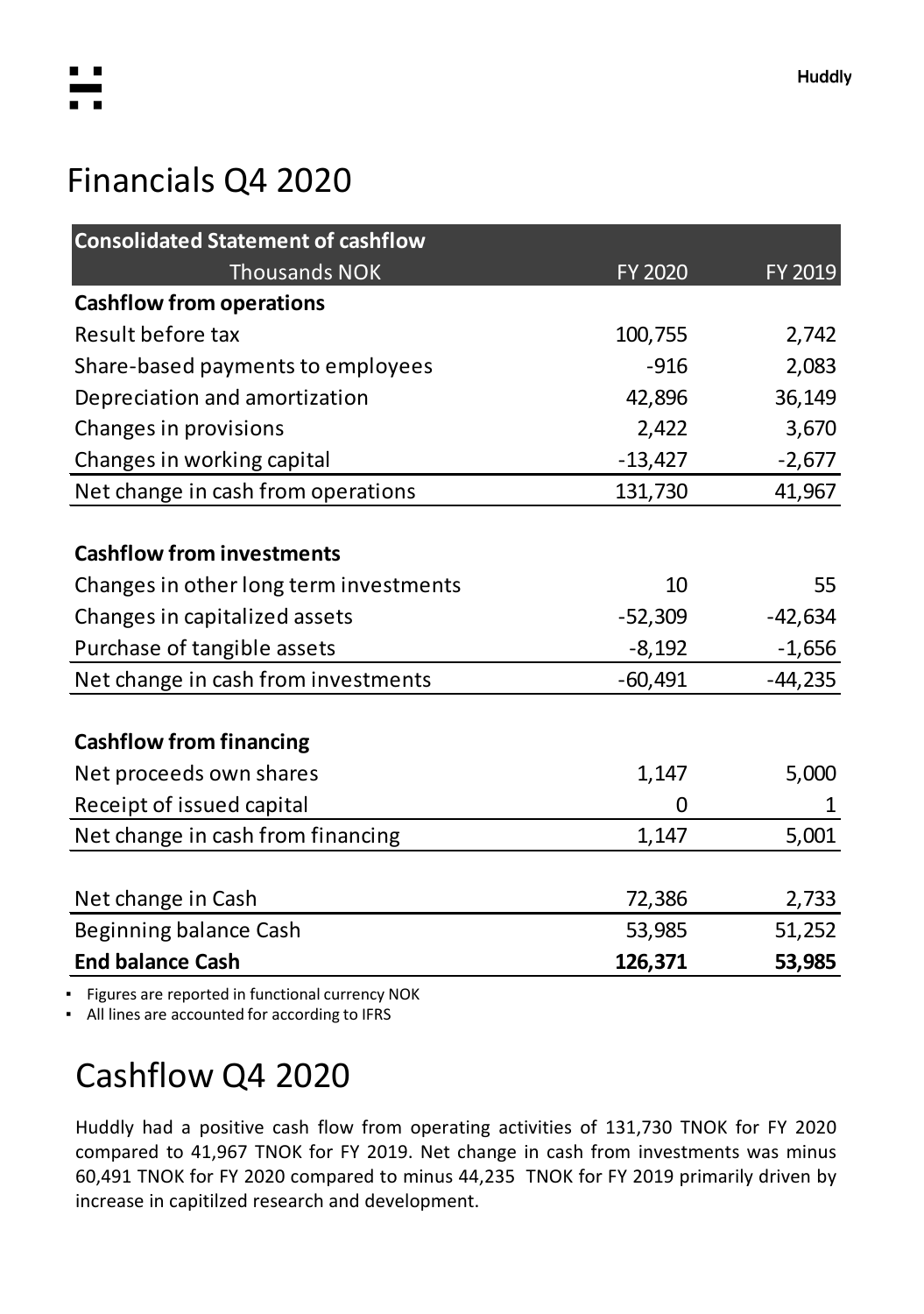# Financials Q4 2020

| Consolidated Statement of cashflow | | |
|---|---|---|
| Thousands NOK | FY 2020 | FY 2019 |
| **Cashflow from operations** | | |
| Result before tax | 100,755 | 2,742 |
| Share-based payments to employees | -916 | 2,083 |
| Depreciation and amortization | 42,896 | 36,149 |
| Changes in provisions | 2,422 | 3,670 |
| Changes in working capital | -13,427 | -2,677 |
| Net change in cash from operations | 131,730 | 41,967 |
| | | |
| **Cashflow from investments** | | |
| Changes in other long term investments | 10 | 55 |
| Changes in capitalized assets | -52,309 | -42,634 |
| Purchase of tangible assets | -8,192 | -1,656 |
| Net change in cash from investments | -60,491 | -44,235 |
| | | |
| **Cashflow from financing** | | |
| Net proceeds own shares | 1,147 | 5,000 |
| Receipt of issued capital | 0 | 1 |
| Net change in cash from financing | 1,147 | 5,001 |
| | | |
| Net change in Cash | 72,386 | 2,733 |
| Beginning balance Cash | 53,985 | 51,252 |
| **End balance Cash** | **126,371** | **53,985** |

- Figures are reported in functional currency NOK
- All lines are accounted for according to IFRS

# Cashflow Q4 2020

Huddly had a positive cash flow from operating activities of 131,730 TNOK for FY 2020 compared to 41,967 TNOK for FY 2019. Net change in cash from investments was minus 60,491 TNOK for FY 2020 compared to minus 44,235 TNOK for FY 2019 primarily driven by increase in capitilzed research and development.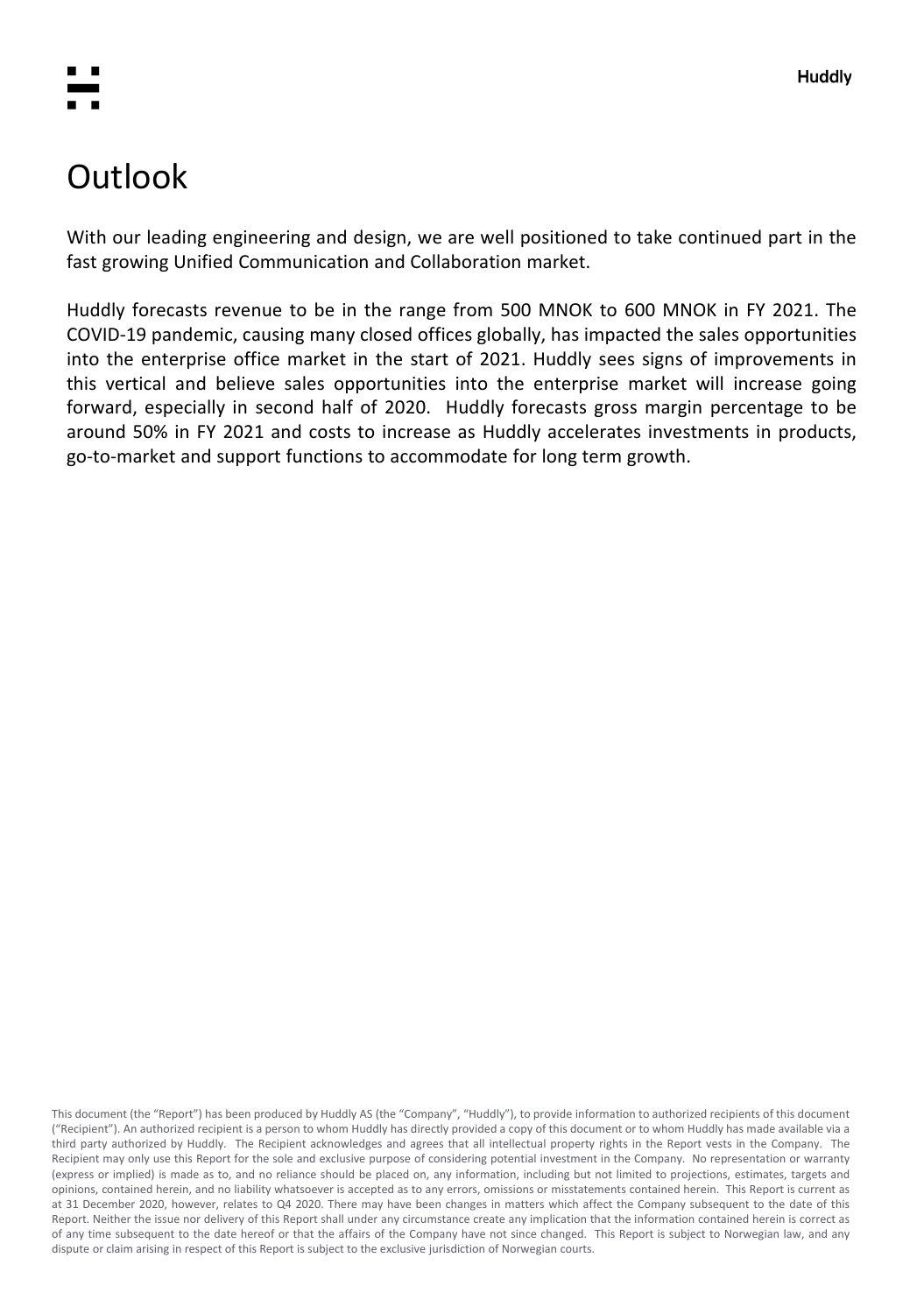# Outlook

With our leading engineering and design, we are well positioned to take continued part in the fast growing Unified Communication and Collaboration market.

Huddly forecasts revenue to be in the range from 500 MNOK to 600 MNOK in FY 2021. The COVID-19 pandemic, causing many closed offices globally, has impacted the sales opportunities into the enterprise office market in the start of 2021. Huddly sees signs of improvements in this vertical and believe sales opportunities into the enterprise market will increase going forward, especially in second half of 2020. Huddly forecasts gross margin percentage to be around 50% in FY 2021 and costs to increase as Huddly accelerates investments in products, go-to-market and support functions to accommodate for long term growth.

This document (the "Report") has been produced by Huddly AS (the "Company", "Huddly"), to provide information to authorized recipients of this document ("Recipient"). An authorized recipient is a person to whom Huddly has directly provided a copy of this document or to whom Huddly has made available via a third party authorized by Huddly. The Recipient acknowledges and agrees that all intellectual property rights in the Report vests in the Company. The Recipient may only use this Report for the sole and exclusive purpose of considering potential investment in the Company. No representation or warranty (express or implied) is made as to, and no reliance should be placed on, any information, including but not limited to projections, estimates, targets and opinions, contained herein, and no liability whatsoever is accepted as to any errors, omissions or misstatements contained herein. This Report is current as at 31 December 2020, however, relates to Q4 2020. There may have been changes in matters which affect the Company subsequent to the date of this Report. Neither the issue nor delivery of this Report shall under any circumstance create any implication that the information contained herein is correct as of any time subsequent to the date hereof or that the affairs of the Company have not since changed. This Report is subject to Norwegian law, and any dispute or claim arising in respect of this Report is subject to the exclusive jurisdiction of Norwegian courts.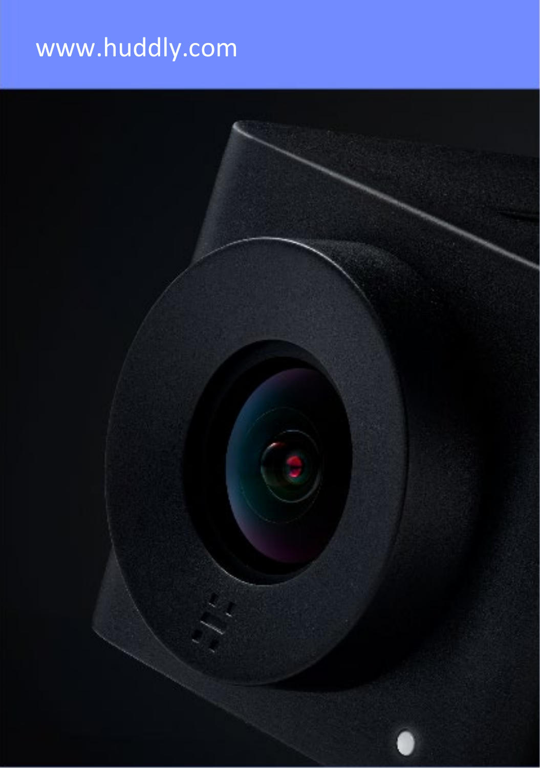www.huddly.com